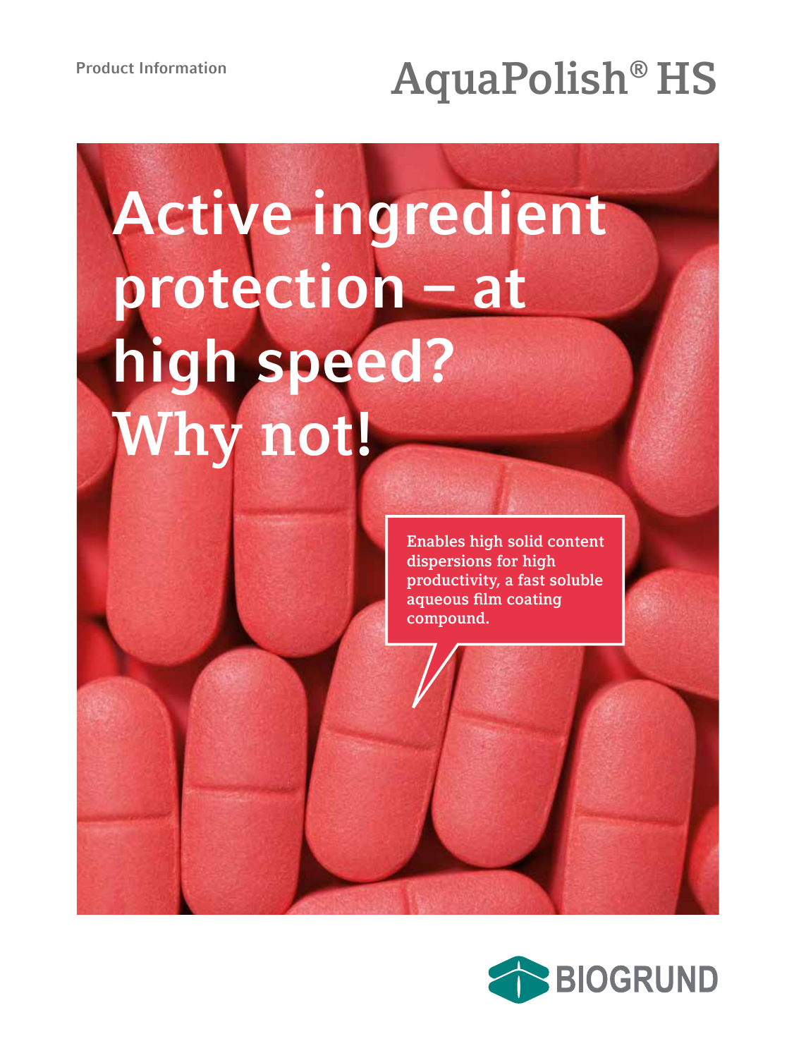Product Information

# AquaPolish® HS

## Active ingredient protection – at high speed? Why not!

Enables high solid content dispersions for high productivity, a fast soluble aqueous film coating compound.

BIOGRUND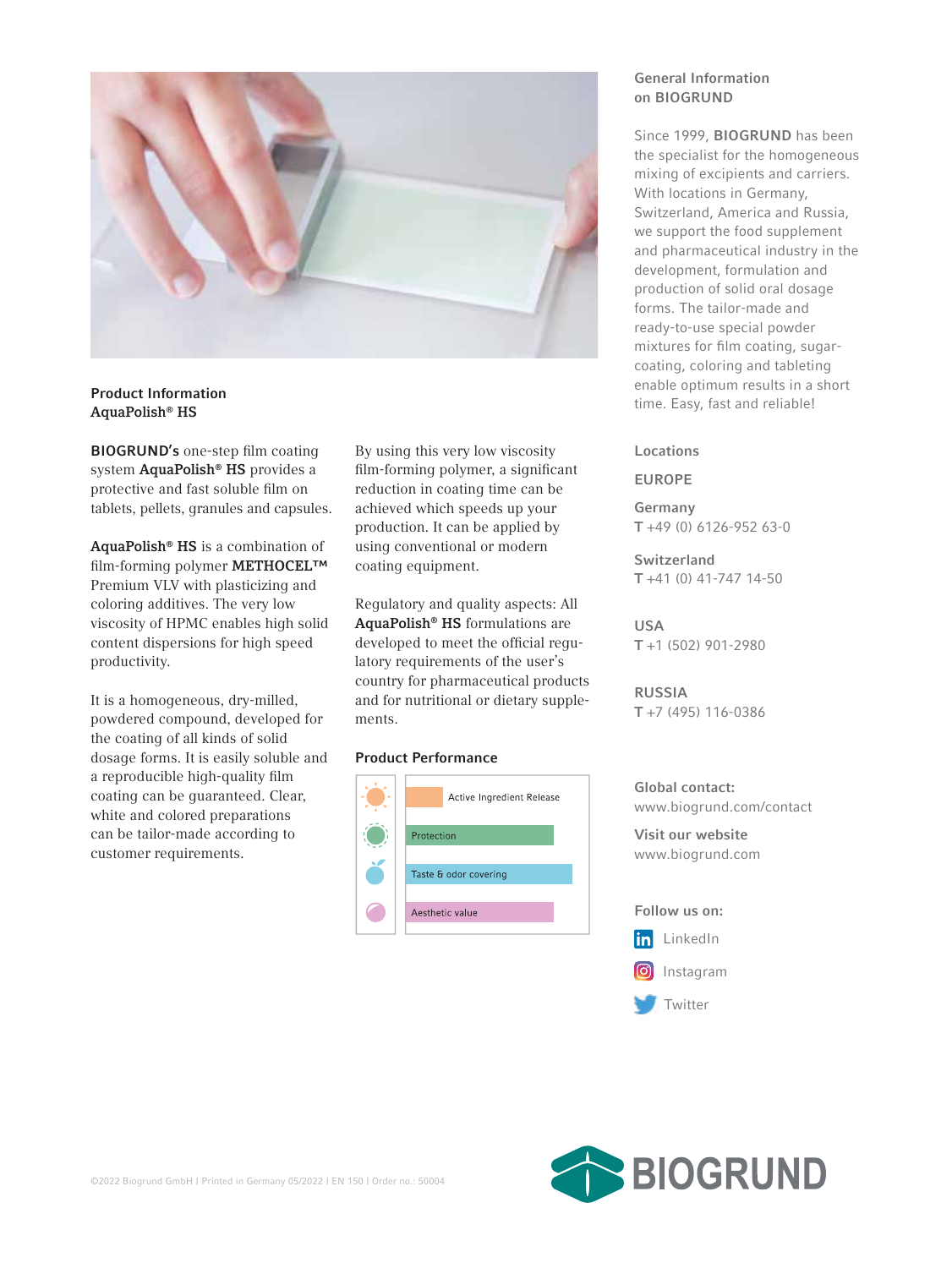## Product Information
## AquaPolish® HS

**BIOGRUND's** one-step film coating system **AquaPolish® HS** provides a protective and fast soluble film on tablets, pellets, granules and capsules.

**AquaPolish® HS** is a combination of film-forming polymer **METHOCEL™** Premium VLV with plasticizing and coloring additives. The very low viscosity of HPMC enables high solid content dispersions for high speed productivity.

It is a homogeneous, dry-milled, powdered compound, developed for the coating of all kinds of solid dosage forms. It is easily soluble and a reproducible high-quality film coating can be guaranteed. Clear, white and colored preparations can be tailor-made according to customer requirements.

By using this very low viscosity film-forming polymer, a significant reduction in coating time can be achieved which speeds up your production. It can be applied by using conventional or modern coating equipment.

Regulatory and quality aspects: All **AquaPolish® HS** formulations are developed to meet the official regulatory requirements of the user's country for pharmaceutical products and for nutritional or dietary supplements.

### Product Performance

Active Ingredient Release

Protection

Taste & odor covering

Aesthetic value

## General Information on BIOGRUND

Since 1999, **BIOGRUND** has been the specialist for the homogeneous mixing of excipients and carriers. With locations in Germany, Switzerland, America and Russia, we support the food supplement and pharmaceutical industry in the development, formulation and production of solid oral dosage forms. The tailor-made and ready-to-use special powder mixtures for film coating, sugar-coating, coloring and tableting enable optimum results in a short time. Easy, fast and reliable!

### Locations

**EUROPE**

**Germany**
**T** +49 (0) 6126-952 63-0

**Switzerland**
**T** +41 (0) 41-747 14-50

**USA**
**T** +1 (502) 901-2980

**RUSSIA**
**T** +7 (495) 116-0386

**Global contact:**
www.biogrund.com/contact

**Visit our website**
www.biogrund.com

**Follow us on:**

LinkedIn

Instagram

Twitter

BIOGRUND

©2022 Biogrund GmbH | Printed in Germany 05/2022 | EN 150 | Order no.: 50004